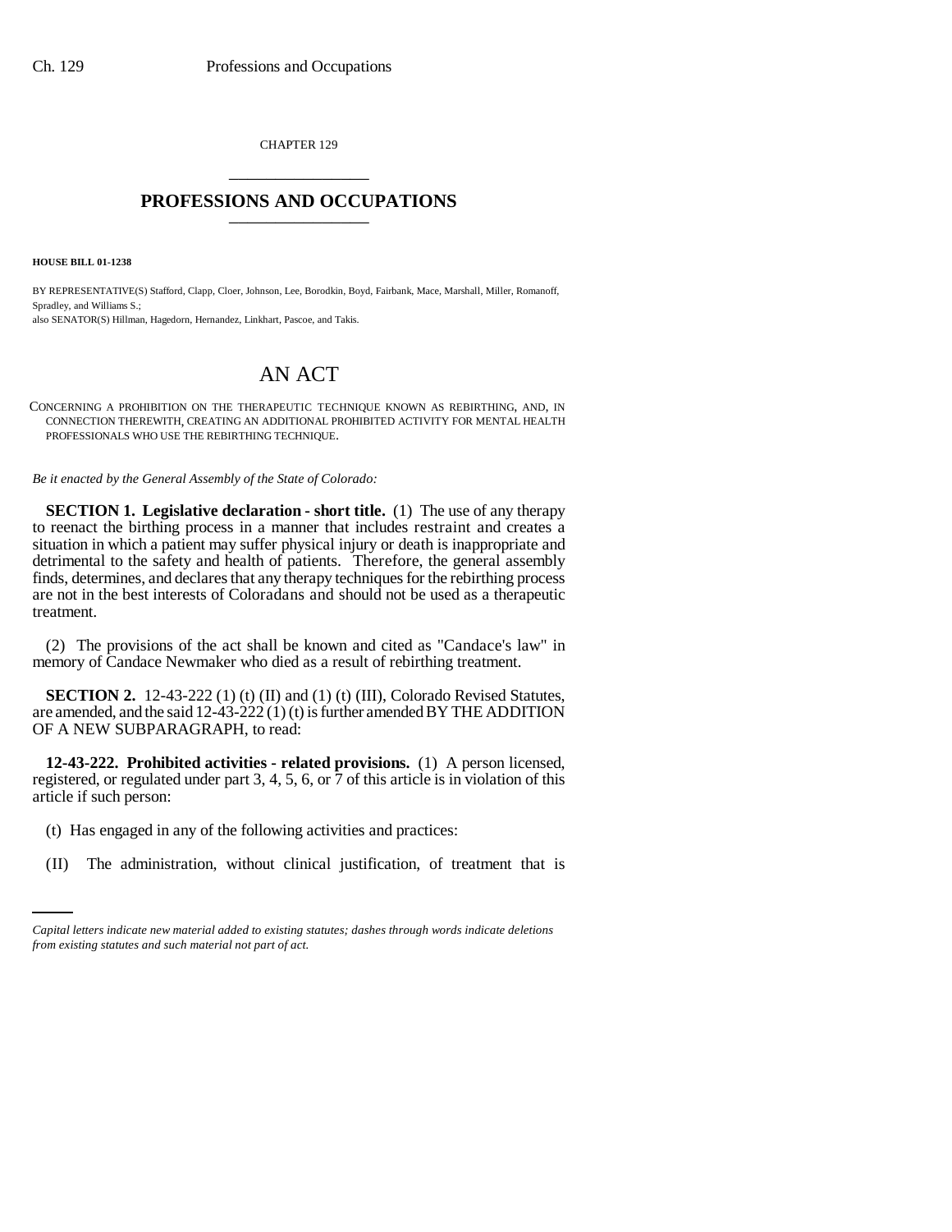CHAPTER 129

# PROFESSIONS AND OCCUPATIONS

**HOUSE BILL 01-1238**

BY REPRESENTATIVE(S) Stafford, Clapp, Cloer, Johnson, Lee, Borodkin, Boyd, Fairbank, Mace, Marshall, Miller, Romanoff, Spradley, and Williams S.;
also SENATOR(S) Hillman, Hagedorn, Hernandez, Linkhart, Pascoe, and Takis.

# AN ACT

CONCERNING A PROHIBITION ON THE THERAPEUTIC TECHNIQUE KNOWN AS REBIRTHING, AND, IN CONNECTION THEREWITH, CREATING AN ADDITIONAL PROHIBITED ACTIVITY FOR MENTAL HEALTH PROFESSIONALS WHO USE THE REBIRTHING TECHNIQUE.

*Be it enacted by the General Assembly of the State of Colorado:*

**SECTION 1. Legislative declaration - short title.** (1) The use of any therapy to reenact the birthing process in a manner that includes restraint and creates a situation in which a patient may suffer physical injury or death is inappropriate and detrimental to the safety and health of patients. Therefore, the general assembly finds, determines, and declares that any therapy techniques for the rebirthing process are not in the best interests of Coloradans and should not be used as a therapeutic treatment.

(2) The provisions of the act shall be known and cited as "Candace's law" in memory of Candace Newmaker who died as a result of rebirthing treatment.

**SECTION 2.** 12-43-222 (1) (t) (II) and (1) (t) (III), Colorado Revised Statutes, are amended, and the said 12-43-222 (1) (t) is further amended BY THE ADDITION OF A NEW SUBPARAGRAPH, to read:

**12-43-222. Prohibited activities - related provisions.** (1) A person licensed, registered, or regulated under part 3, 4, 5, 6, or 7 of this article is in violation of this article if such person:

(t) Has engaged in any of the following activities and practices:

(II) The administration, without clinical justification, of treatment that is

*Capital letters indicate new material added to existing statutes; dashes through words indicate deletions from existing statutes and such material not part of act.*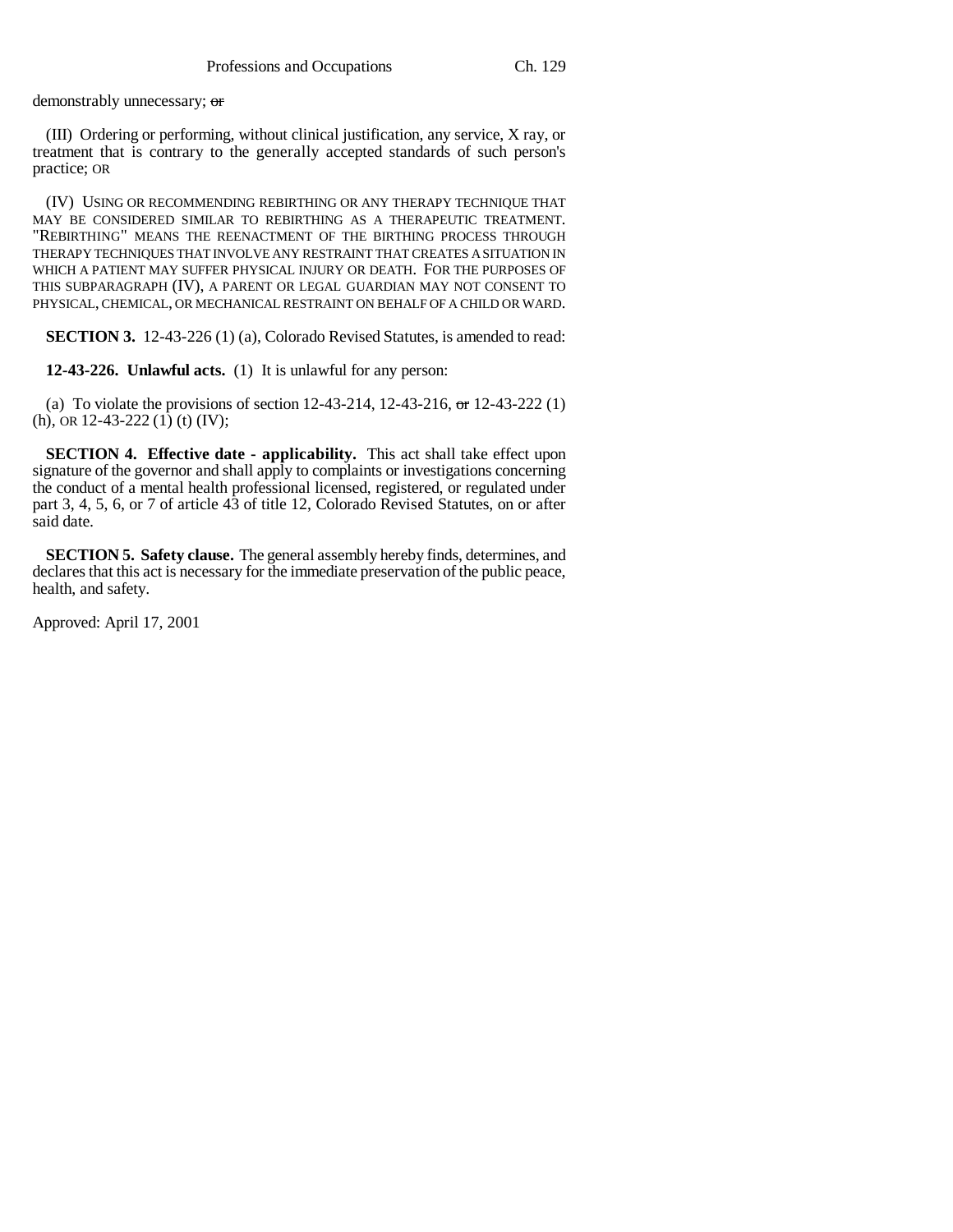demonstrably unnecessary; ~~or~~

(III) Ordering or performing, without clinical justification, any service, X ray, or treatment that is contrary to the generally accepted standards of such person's practice; OR

(IV) USING OR RECOMMENDING REBIRTHING OR ANY THERAPY TECHNIQUE THAT MAY BE CONSIDERED SIMILAR TO REBIRTHING AS A THERAPEUTIC TREATMENT. "REBIRTHING" MEANS THE REENACTMENT OF THE BIRTHING PROCESS THROUGH THERAPY TECHNIQUES THAT INVOLVE ANY RESTRAINT THAT CREATES A SITUATION IN WHICH A PATIENT MAY SUFFER PHYSICAL INJURY OR DEATH. FOR THE PURPOSES OF THIS SUBPARAGRAPH (IV), A PARENT OR LEGAL GUARDIAN MAY NOT CONSENT TO PHYSICAL, CHEMICAL, OR MECHANICAL RESTRAINT ON BEHALF OF A CHILD OR WARD.

**SECTION 3.** 12-43-226 (1) (a), Colorado Revised Statutes, is amended to read:

**12-43-226. Unlawful acts.** (1) It is unlawful for any person:

(a) To violate the provisions of section 12-43-214, 12-43-216, ~~or~~ 12-43-222 (1) (h), OR 12-43-222 (1) (t) (IV);

**SECTION 4. Effective date - applicability.** This act shall take effect upon signature of the governor and shall apply to complaints or investigations concerning the conduct of a mental health professional licensed, registered, or regulated under part 3, 4, 5, 6, or 7 of article 43 of title 12, Colorado Revised Statutes, on or after said date.

**SECTION 5. Safety clause.** The general assembly hereby finds, determines, and declares that this act is necessary for the immediate preservation of the public peace, health, and safety.

Approved: April 17, 2001